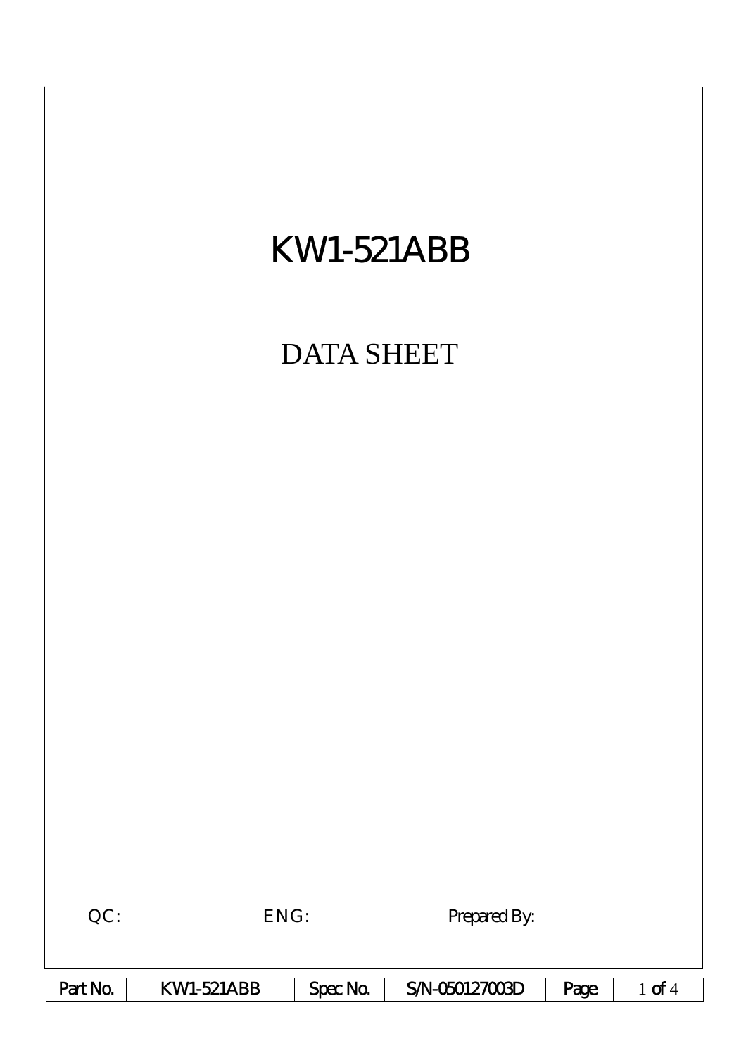# KW1-521ABB

## DATA SHEET

QC: ENG: Prepared By: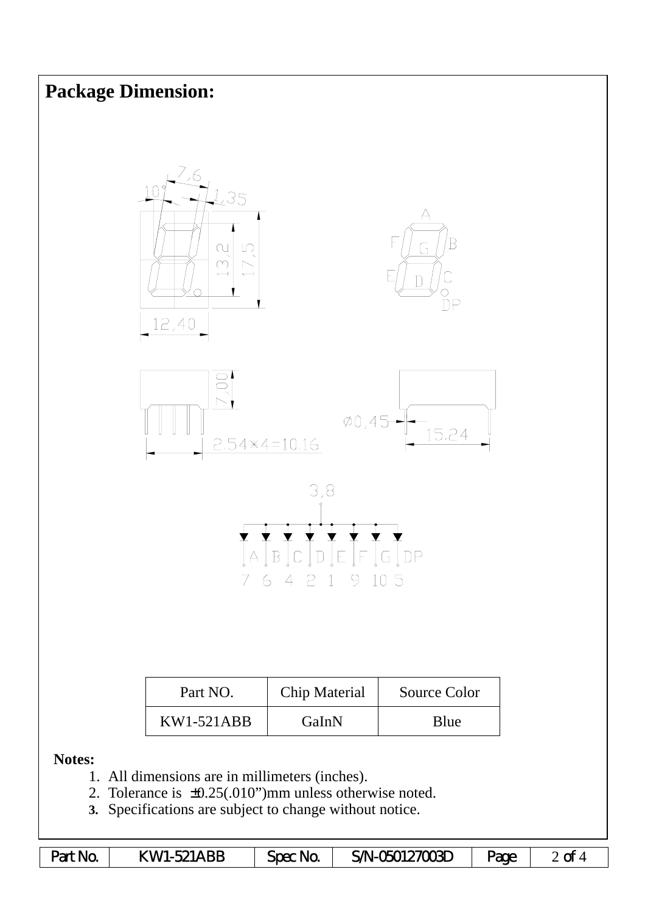## Package Dimension:

| Part NO. | Chip Material | Source Color |
| --- | --- | --- |
| KW1-521ABB | GaInN | Blue |

**Notes:**

1. All dimensions are in millimeters (inches).
2. Tolerance is ±0.25(.010")mm unless otherwise noted.
3. Specifications are subject to change without notice.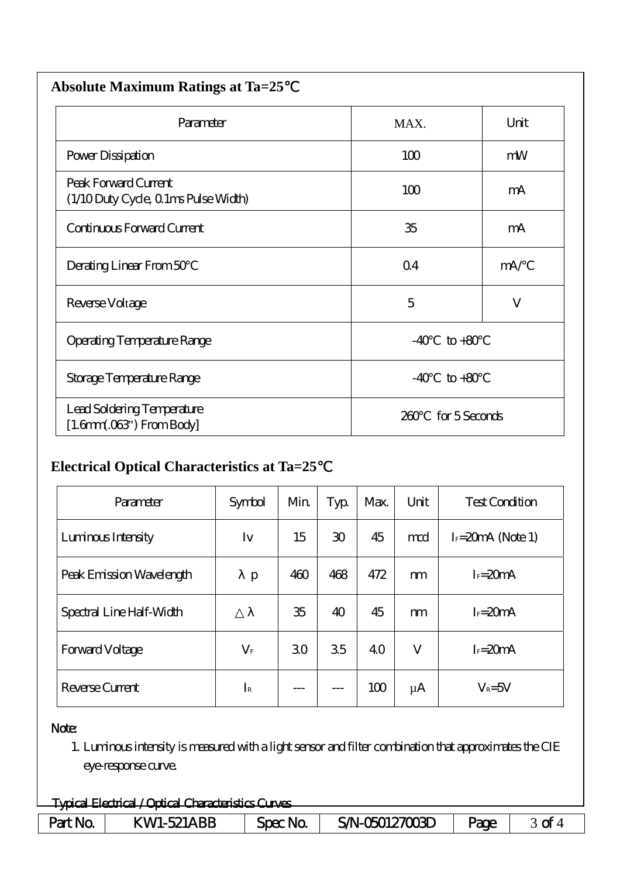## Absolute Maximum Ratings at Ta=25℃

| Parameter | MAX. | Unit |
|---|---|---|
| Power Dissipation | 100 | mW |
| Peak Forward Current<br>(1/10 Duty Cycle, 0.1ms Pulse Width) | 100 | mA |
| Continuous Forward Current | 35 | mA |
| Derating Linear From 50°C | 0.4 | mA/°C |
| Reverse Voltage | 5 | V |
| Operating Temperature Range | -40°C to +80°C | |
| Storage Temperature Range | -40°C to +80°C | |
| Lead Soldering Temperature<br>[1.6mm(.063") From Body] | 260°C for 5 Seconds | |

## Electrical Optical Characteristics at Ta=25℃

| Parameter | Symbol | Min. | Typ. | Max. | Unit | Test Condition |
|---|---|---|---|---|---|---|
| Luminous Intensity | Iv | 15 | 30 | 45 | mcd | $I_F$=20mA (Note 1) |
| Peak Emission Wavelength | λp | 460 | 468 | 472 | nm | $I_F$=20mA |
| Spectral Line Half-Width | △λ | 35 | 40 | 45 | nm | $I_F$=20mA |
| Forward Voltage | $V_F$ | 3.0 | 3.5 | 4.0 | V | $I_F$=20mA |
| Reverse Current | $I_R$ | --- | --- | 100 | μA | $V_R$=5V |

Note:

1. Luminous intensity is measured with a light sensor and filter combination that approximates the CIE eye-response curve.

Typical Electrical / Optical Characteristics Curves

| Part No. | KW1-521ABB | Spec No. | S/N-050127003D |
|---|---|---|---|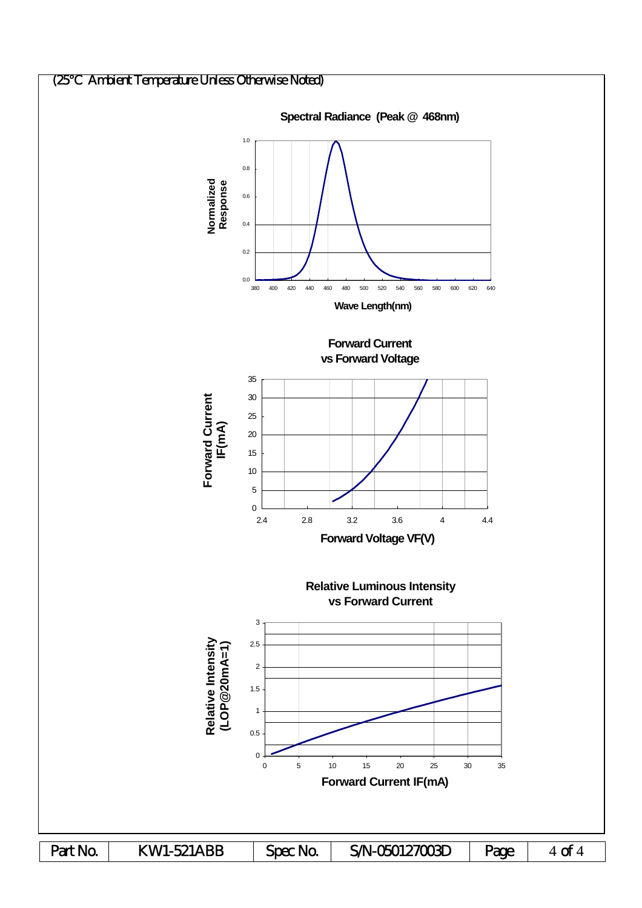(25°C Ambient Temperature Unless Otherwise Noted)

**Spectral Radiance (Peak @ 468nm)**

Normalized Response

1.0
0.8
0.6
0.4
0.2
0.0

380 400 420 440 460 480 500 520 540 560 580 600 620 640

Wave Length(nm)

**Forward Current vs Forward Voltage**

Forward Current IF(mA)

35
30
25
20
15
10
5
0

2.4 2.8 3.2 3.6 4 4.4

Forward Voltage VF(V)

**Relative Luminous Intensity vs Forward Current**

Relative Intensity (LOP@20mA=1)

3
2.5
2
1.5
1
0.5
0

0 5 10 15 20 25 30 35

Forward Current IF(mA)

| Part No. | KW1-521ABB | Spec No. | S/N-050127003D |
|---|---|---|---|